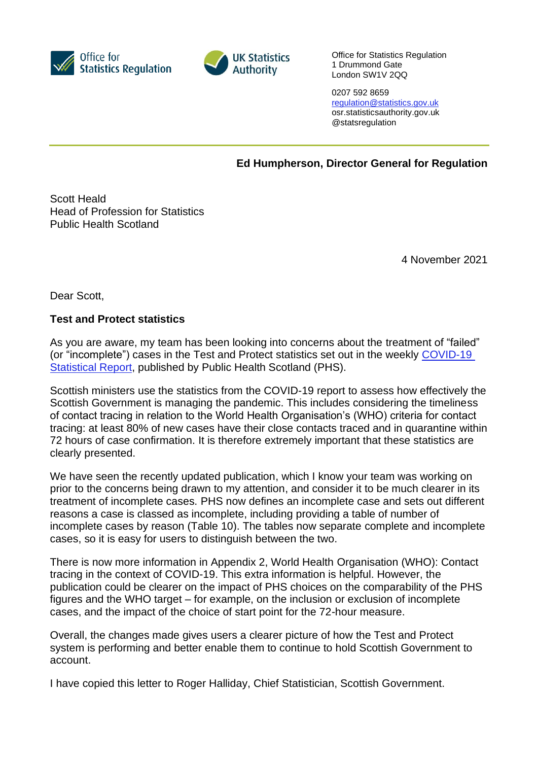Office for Statistics Regulation

UK Statistics Authority

Office for Statistics Regulation
1 Drummond Gate
London SW1V 2QQ

0207 592 8659
[regulation@statistics.gov.uk](mailto:regulation@statistics.gov.uk)
osr.statisticsauthority.gov.uk
@statsregulation

**Ed Humpherson, Director General for Regulation**

Scott Heald
Head of Profession for Statistics
Public Health Scotland

4 November 2021

Dear Scott,

**Test and Protect statistics**

As you are aware, my team has been looking into concerns about the treatment of "failed" (or "incomplete") cases in the Test and Protect statistics set out in the weekly [COVID-19 Statistical Report](), published by Public Health Scotland (PHS).

Scottish ministers use the statistics from the COVID-19 report to assess how effectively the Scottish Government is managing the pandemic. This includes considering the timeliness of contact tracing in relation to the World Health Organisation's (WHO) criteria for contact tracing: at least 80% of new cases have their close contacts traced and in quarantine within 72 hours of case confirmation. It is therefore extremely important that these statistics are clearly presented.

We have seen the recently updated publication, which I know your team was working on prior to the concerns being drawn to my attention, and consider it to be much clearer in its treatment of incomplete cases. PHS now defines an incomplete case and sets out different reasons a case is classed as incomplete, including providing a table of number of incomplete cases by reason (Table 10). The tables now separate complete and incomplete cases, so it is easy for users to distinguish between the two.

There is now more information in Appendix 2, World Health Organisation (WHO): Contact tracing in the context of COVID-19. This extra information is helpful. However, the publication could be clearer on the impact of PHS choices on the comparability of the PHS figures and the WHO target – for example, on the inclusion or exclusion of incomplete cases, and the impact of the choice of start point for the 72-hour measure.

Overall, the changes made gives users a clearer picture of how the Test and Protect system is performing and better enable them to continue to hold Scottish Government to account.

I have copied this letter to Roger Halliday, Chief Statistician, Scottish Government.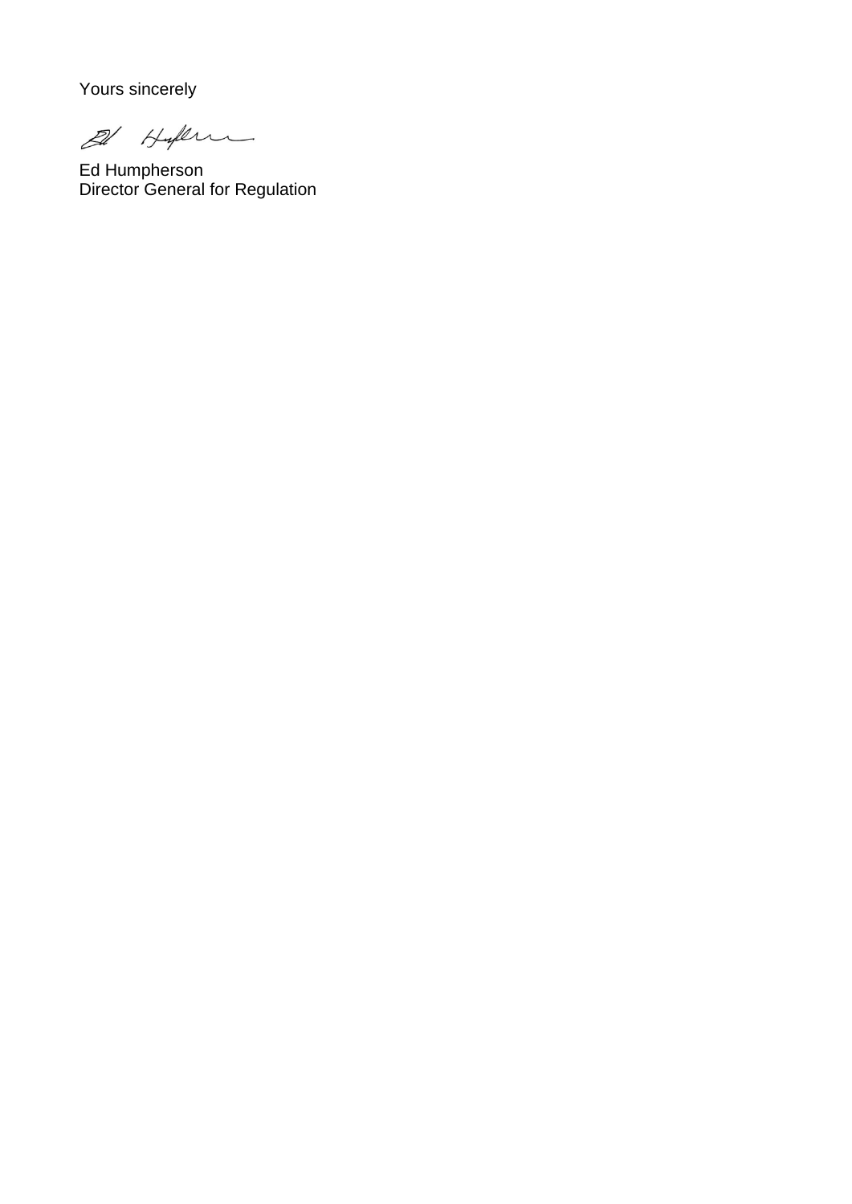Yours sincerely

Ed Humpherson
Director General for Regulation